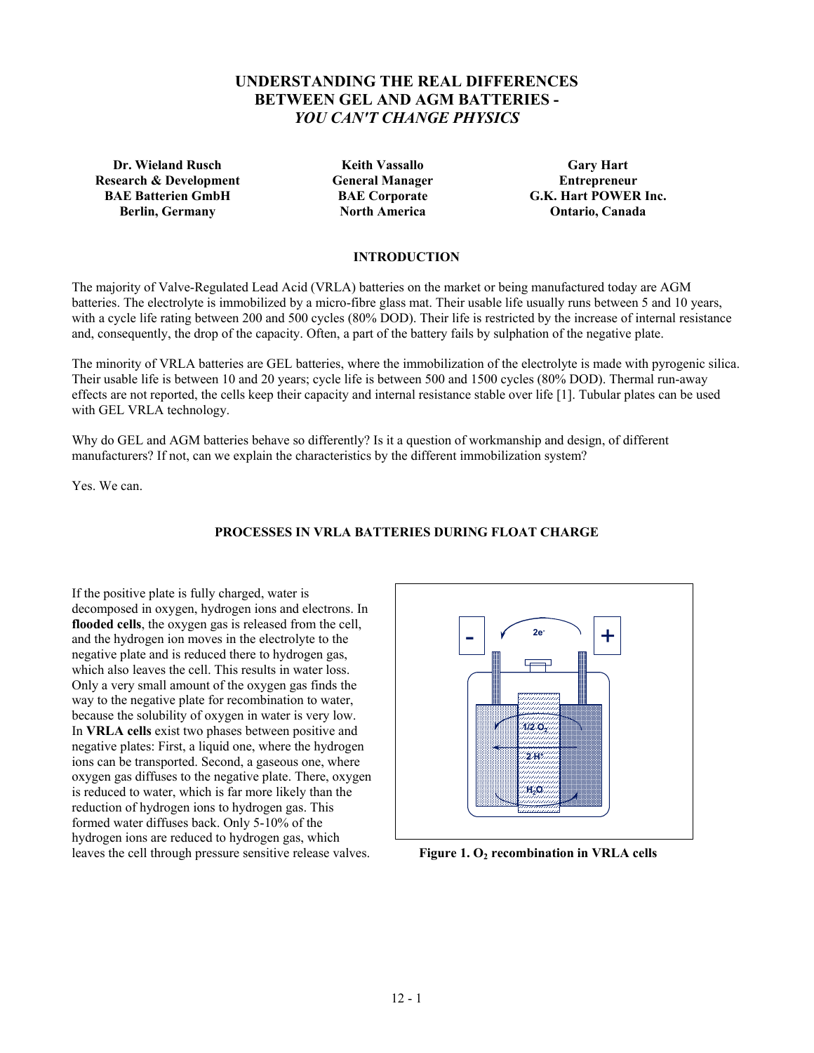# UNDERSTANDING THE REAL DIFFERENCES BETWEEN GEL AND AGM BATTERIES - *YOU CAN'T CHANGE PHYSICS*

**Dr. Wieland Rusch**
**Research & Development**
**BAE Batterien GmbH**
**Berlin, Germany**

**Keith Vassallo**
**General Manager**
**BAE Corporate**
**North America**

**Gary Hart**
**Entrepreneur**
**G.K. Hart POWER Inc.**
**Ontario, Canada**

## INTRODUCTION

The majority of Valve-Regulated Lead Acid (VRLA) batteries on the market or being manufactured today are AGM batteries. The electrolyte is immobilized by a micro-fibre glass mat. Their usable life usually runs between 5 and 10 years, with a cycle life rating between 200 and 500 cycles (80% DOD). Their life is restricted by the increase of internal resistance and, consequently, the drop of the capacity. Often, a part of the battery fails by sulphation of the negative plate.

The minority of VRLA batteries are GEL batteries, where the immobilization of the electrolyte is made with pyrogenic silica. Their usable life is between 10 and 20 years; cycle life is between 500 and 1500 cycles (80% DOD). Thermal run-away effects are not reported, the cells keep their capacity and internal resistance stable over life [1]. Tubular plates can be used with GEL VRLA technology.

Why do GEL and AGM batteries behave so differently? Is it a question of workmanship and design, of different manufacturers? If not, can we explain the characteristics by the different immobilization system?

Yes. We can.

## PROCESSES IN VRLA BATTERIES DURING FLOAT CHARGE

If the positive plate is fully charged, water is decomposed in oxygen, hydrogen ions and electrons. In **flooded cells**, the oxygen gas is released from the cell, and the hydrogen ion moves in the electrolyte to the negative plate and is reduced there to hydrogen gas, which also leaves the cell. This results in water loss. Only a very small amount of the oxygen gas finds the way to the negative plate for recombination to water, because the solubility of oxygen in water is very low. In **VRLA cells** exist two phases between positive and negative plates: First, a liquid one, where the hydrogen ions can be transported. Second, a gaseous one, where oxygen gas diffuses to the negative plate. There, oxygen is reduced to water, which is far more likely than the reduction of hydrogen ions to hydrogen gas. This formed water diffuses back. Only 5-10% of the hydrogen ions are reduced to hydrogen gas, which leaves the cell through pressure sensitive release valves.

**Figure 1. $O_2$ recombination in VRLA cells**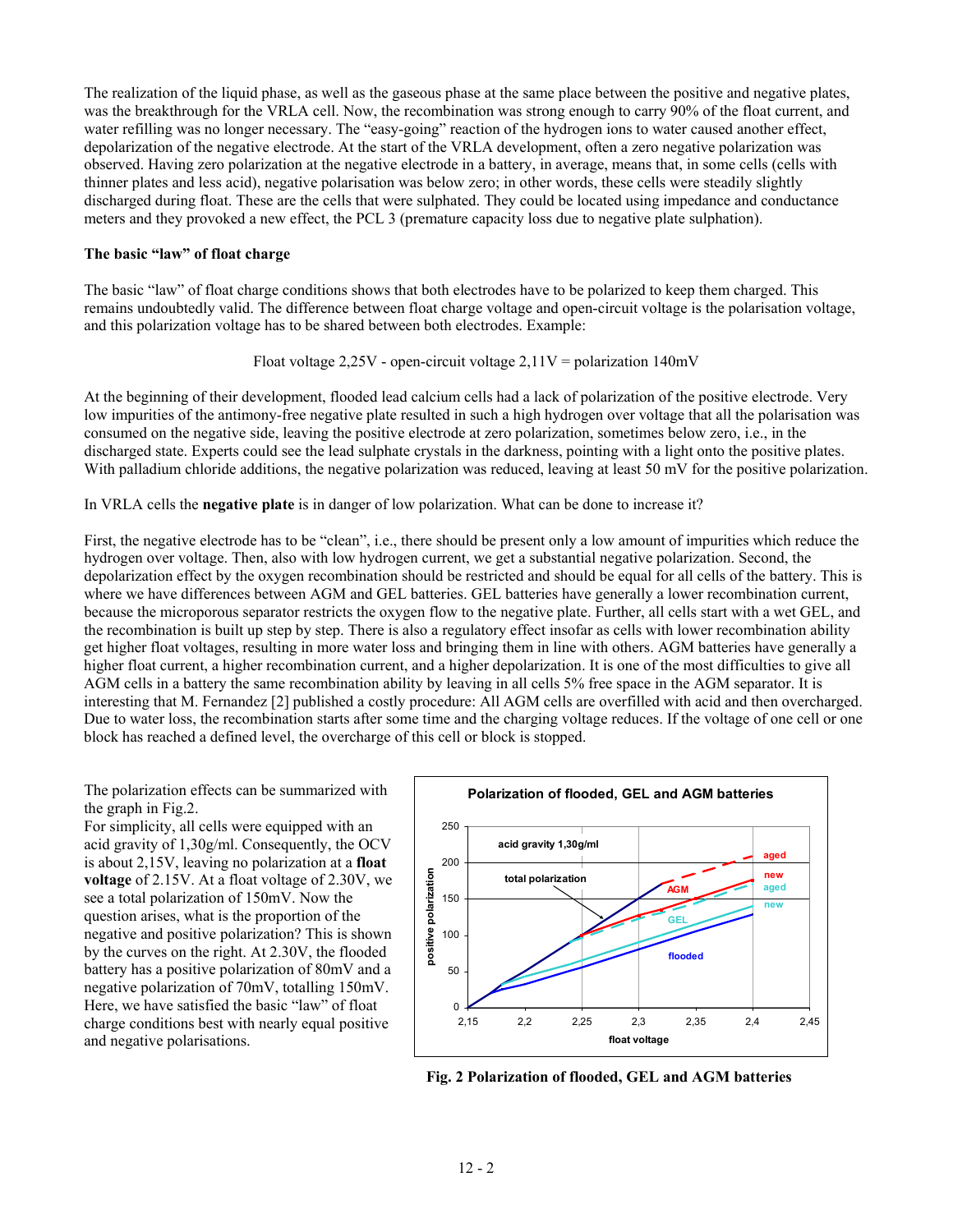The realization of the liquid phase, as well as the gaseous phase at the same place between the positive and negative plates, was the breakthrough for the VRLA cell. Now, the recombination was strong enough to carry 90% of the float current, and water refilling was no longer necessary. The "easy-going" reaction of the hydrogen ions to water caused another effect, depolarization of the negative electrode. At the start of the VRLA development, often a zero negative polarization was observed. Having zero polarization at the negative electrode in a battery, in average, means that, in some cells (cells with thinner plates and less acid), negative polarisation was below zero; in other words, these cells were steadily slightly discharged during float. These are the cells that were sulphated. They could be located using impedance and conductance meters and they provoked a new effect, the PCL 3 (premature capacity loss due to negative plate sulphation).

**The basic "law" of float charge**

The basic "law" of float charge conditions shows that both electrodes have to be polarized to keep them charged. This remains undoubtedly valid. The difference between float charge voltage and open-circuit voltage is the polarisation voltage, and this polarization voltage has to be shared between both electrodes. Example:

Float voltage 2,25V - open-circuit voltage 2,11V = polarization 140mV

At the beginning of their development, flooded lead calcium cells had a lack of polarization of the positive electrode. Very low impurities of the antimony-free negative plate resulted in such a high hydrogen over voltage that all the polarisation was consumed on the negative side, leaving the positive electrode at zero polarization, sometimes below zero, i.e., in the discharged state. Experts could see the lead sulphate crystals in the darkness, pointing with a light onto the positive plates. With palladium chloride additions, the negative polarization was reduced, leaving at least 50 mV for the positive polarization.

In VRLA cells the **negative plate** is in danger of low polarization. What can be done to increase it?

First, the negative electrode has to be "clean", i.e., there should be present only a low amount of impurities which reduce the hydrogen over voltage. Then, also with low hydrogen current, we get a substantial negative polarization. Second, the depolarization effect by the oxygen recombination should be restricted and should be equal for all cells of the battery. This is where we have differences between AGM and GEL batteries. GEL batteries have generally a lower recombination current, because the microporous separator restricts the oxygen flow to the negative plate. Further, all cells start with a wet GEL, and the recombination is built up step by step. There is also a regulatory effect insofar as cells with lower recombination ability get higher float voltages, resulting in more water loss and bringing them in line with others. AGM batteries have generally a higher float current, a higher recombination current, and a higher depolarization. It is one of the most difficulties to give all AGM cells in a battery the same recombination ability by leaving in all cells 5% free space in the AGM separator. It is interesting that M. Fernandez [2] published a costly procedure: All AGM cells are overfilled with acid and then overcharged. Due to water loss, the recombination starts after some time and the charging voltage reduces. If the voltage of one cell or one block has reached a defined level, the overcharge of this cell or block is stopped.

The polarization effects can be summarized with the graph in Fig.2.
For simplicity, all cells were equipped with an acid gravity of 1,30g/ml. Consequently, the OCV is about 2,15V, leaving no polarization at a **float voltage** of 2.15V. At a float voltage of 2.30V, we see a total polarization of 150mV. Now the question arises, what is the proportion of the negative and positive polarization? This is shown by the curves on the right. At 2.30V, the flooded battery has a positive polarization of 80mV and a negative polarization of 70mV, totalling 150mV. Here, we have satisfied the basic "law" of float charge conditions best with nearly equal positive and negative polarisations.

Fig. 2 Polarization of flooded, GEL and AGM batteries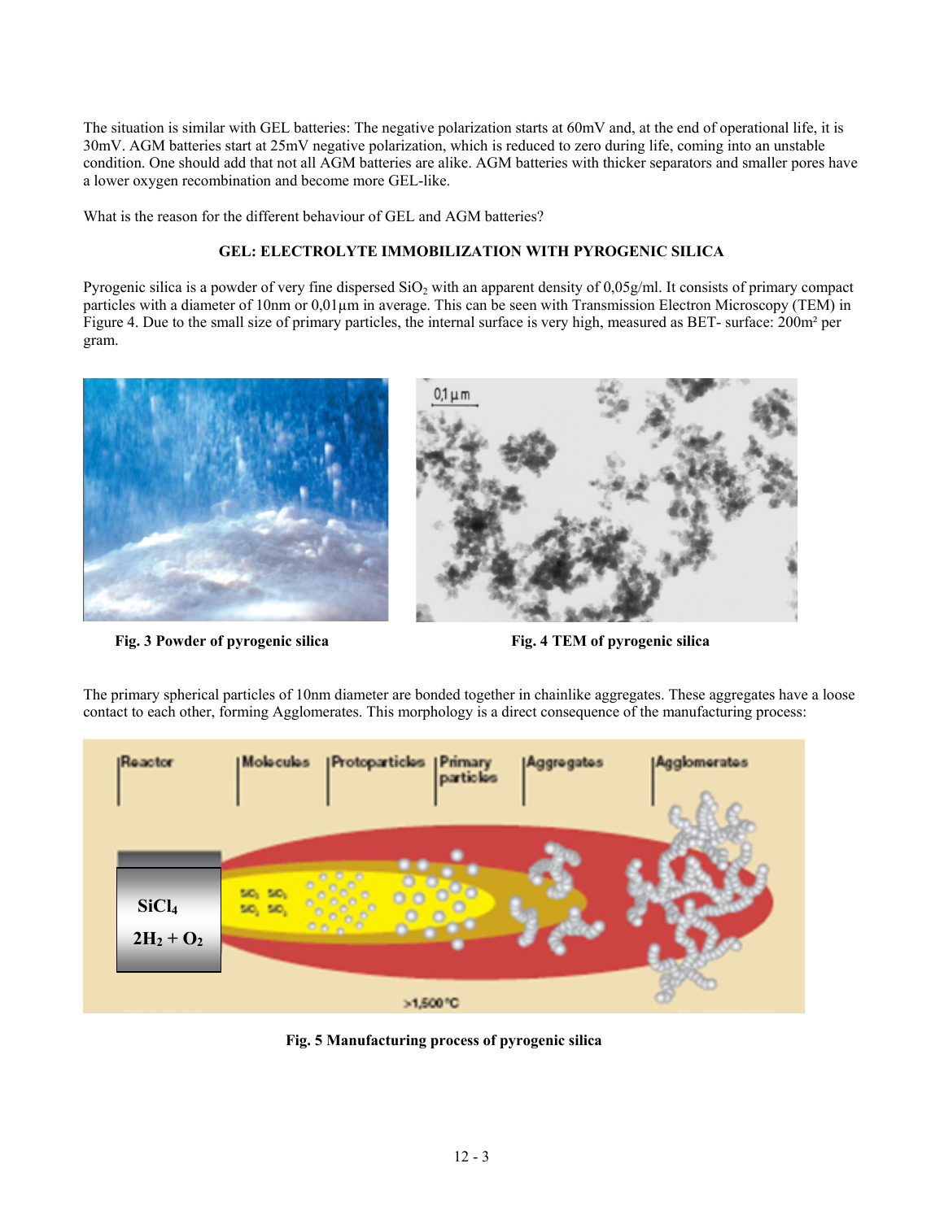The situation is similar with GEL batteries: The negative polarization starts at 60mV and, at the end of operational life, it is 30mV. AGM batteries start at 25mV negative polarization, which is reduced to zero during life, coming into an unstable condition. One should add that not all AGM batteries are alike. AGM batteries with thicker separators and smaller pores have a lower oxygen recombination and become more GEL-like.

What is the reason for the different behaviour of GEL and AGM batteries?

## GEL: ELECTROLYTE IMMOBILIZATION WITH PYROGENIC SILICA

Pyrogenic silica is a powder of very fine dispersed $SiO_2$ with an apparent density of 0,05g/ml. It consists of primary compact particles with a diameter of 10nm or 0,01µm in average. This can be seen with Transmission Electron Microscopy (TEM) in Figure 4. Due to the small size of primary particles, the internal surface is very high, measured as BET- surface: 200m² per gram.

**Fig. 3 Powder of pyrogenic silica**

**Fig. 4 TEM of pyrogenic silica**

The primary spherical particles of 10nm diameter are bonded together in chainlike aggregates. These aggregates have a loose contact to each other, forming Agglomerates. This morphology is a direct consequence of the manufacturing process:

**Fig. 5 Manufacturing process of pyrogenic silica**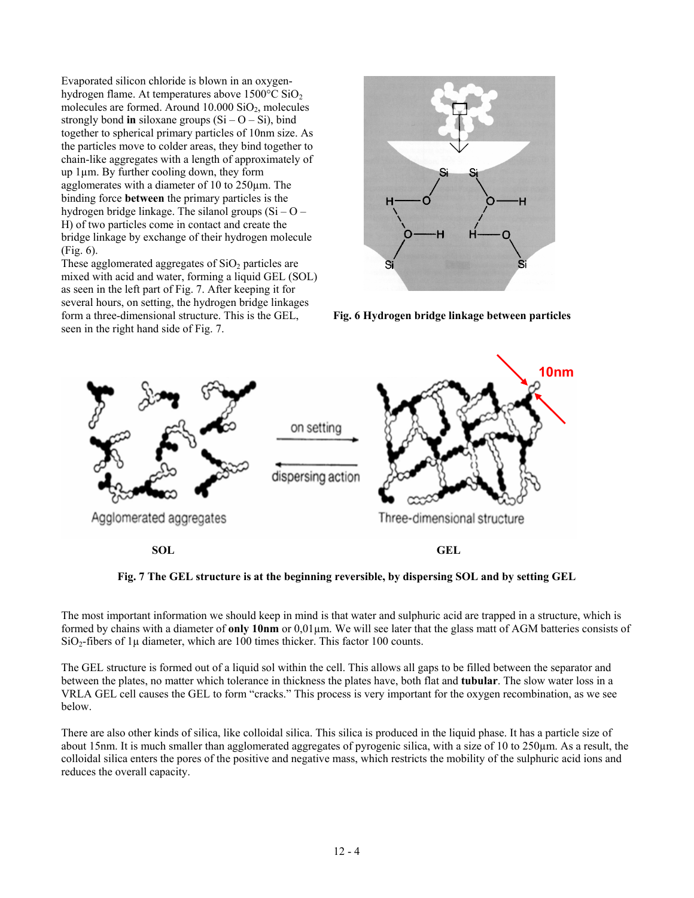Evaporated silicon chloride is blown in an oxygen-hydrogen flame. At temperatures above 1500°C $SiO_2$ molecules are formed. Around 10.000 $SiO_2$, molecules strongly bond **in** siloxane groups (Si – O – Si), bind together to spherical primary particles of 10nm size. As the particles move to colder areas, they bind together to chain-like aggregates with a length of approximately of up 1µm. By further cooling down, they form agglomerates with a diameter of 10 to 250µm. The binding force **between** the primary particles is the hydrogen bridge linkage. The silanol groups (Si – O – H) of two particles come in contact and create the bridge linkage by exchange of their hydrogen molecule (Fig. 6).

These agglomerated aggregates of $SiO_2$ particles are mixed with acid and water, forming a liquid GEL (SOL) as seen in the left part of Fig. 7. After keeping it for several hours, on setting, the hydrogen bridge linkages form a three-dimensional structure. This is the GEL, seen in the right hand side of Fig. 7.

**Fig. 6 Hydrogen bridge linkage between particles**

**Fig. 7 The GEL structure is at the beginning reversible, by dispersing SOL and by setting GEL**

The most important information we should keep in mind is that water and sulphuric acid are trapped in a structure, which is formed by chains with a diameter of **only 10nm** or 0,01µm. We will see later that the glass matt of AGM batteries consists of $SiO_2$-fibers of 1µ diameter, which are 100 times thicker. This factor 100 counts.

The GEL structure is formed out of a liquid sol within the cell. This allows all gaps to be filled between the separator and between the plates, no matter which tolerance in thickness the plates have, both flat and **tubular**. The slow water loss in a VRLA GEL cell causes the GEL to form "cracks." This process is very important for the oxygen recombination, as we see below.

There are also other kinds of silica, like colloidal silica. This silica is produced in the liquid phase. It has a particle size of about 15nm. It is much smaller than agglomerated aggregates of pyrogenic silica, with a size of 10 to 250µm. As a result, the colloidal silica enters the pores of the positive and negative mass, which restricts the mobility of the sulphuric acid ions and reduces the overall capacity.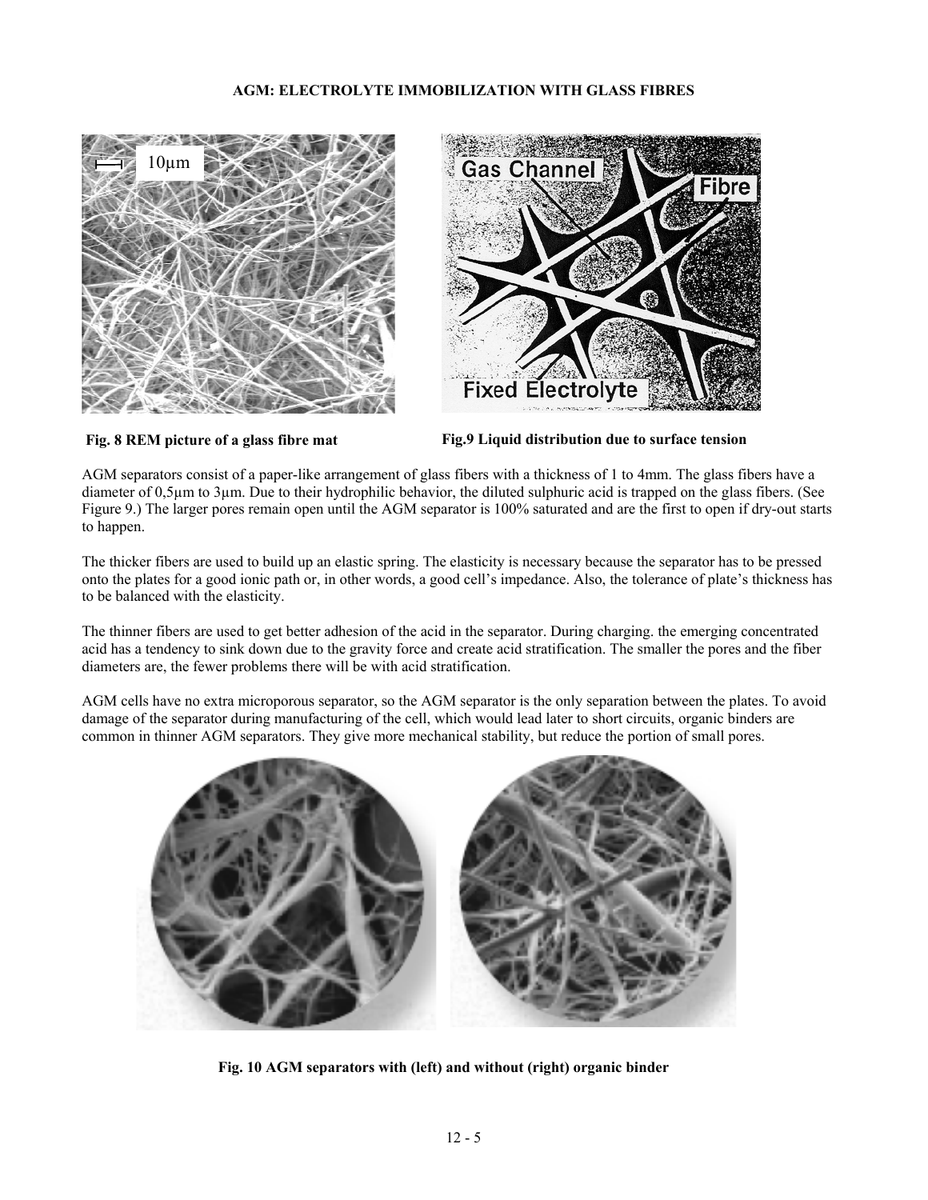**AGM: ELECTROLYTE IMMOBILIZATION WITH GLASS FIBRES**

**Fig. 8 REM picture of a glass fibre mat**

**Fig.9 Liquid distribution due to surface tension**

AGM separators consist of a paper-like arrangement of glass fibers with a thickness of 1 to 4mm. The glass fibers have a diameter of 0,5µm to 3µm. Due to their hydrophilic behavior, the diluted sulphuric acid is trapped on the glass fibers. (See Figure 9.) The larger pores remain open until the AGM separator is 100% saturated and are the first to open if dry-out starts to happen.

The thicker fibers are used to build up an elastic spring. The elasticity is necessary because the separator has to be pressed onto the plates for a good ionic path or, in other words, a good cell's impedance. Also, the tolerance of plate's thickness has to be balanced with the elasticity.

The thinner fibers are used to get better adhesion of the acid in the separator. During charging. the emerging concentrated acid has a tendency to sink down due to the gravity force and create acid stratification. The smaller the pores and the fiber diameters are, the fewer problems there will be with acid stratification.

AGM cells have no extra microporous separator, so the AGM separator is the only separation between the plates. To avoid damage of the separator during manufacturing of the cell, which would lead later to short circuits, organic binders are common in thinner AGM separators. They give more mechanical stability, but reduce the portion of small pores.

**Fig. 10 AGM separators with (left) and without (right) organic binder**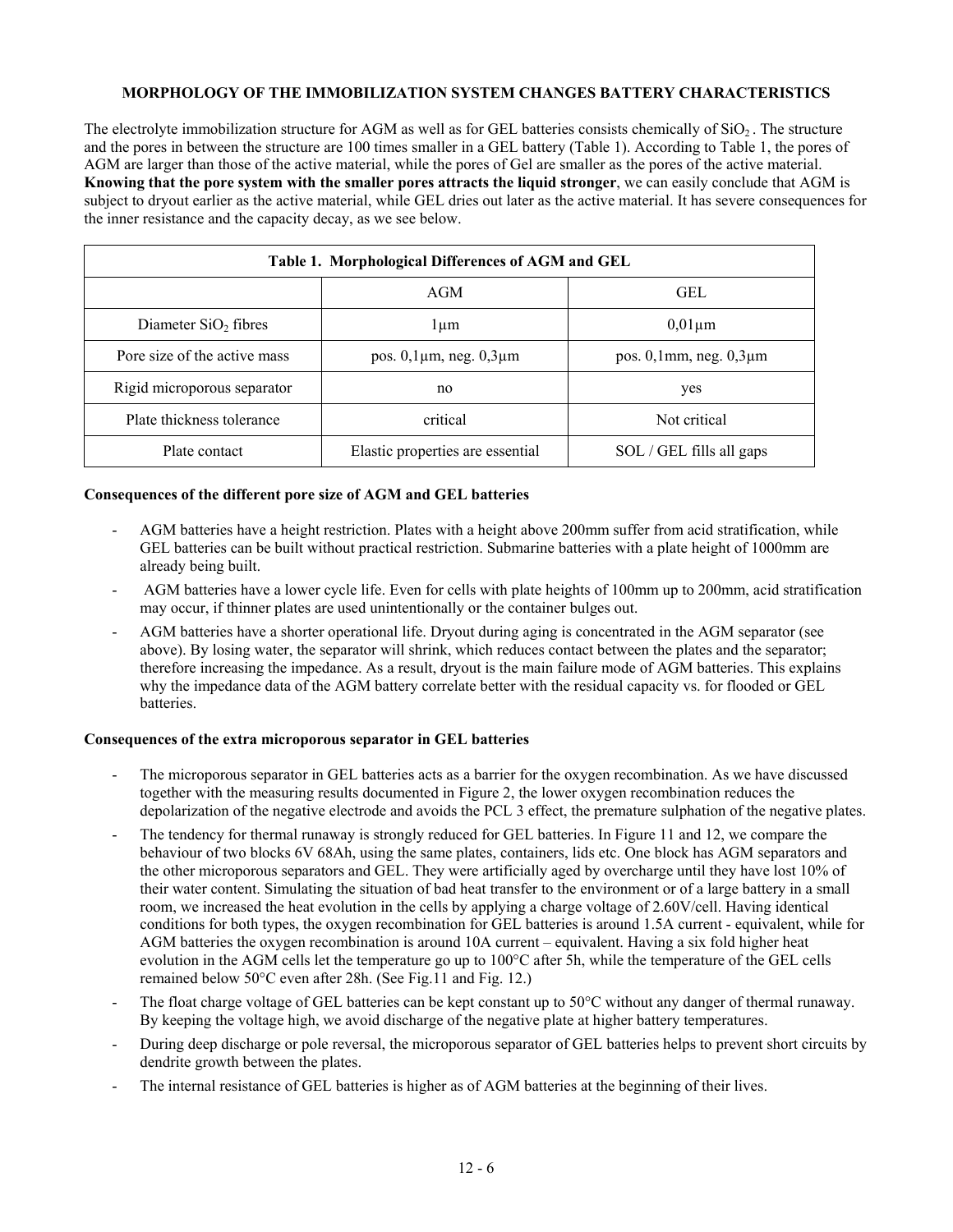## MORPHOLOGY OF THE IMMOBILIZATION SYSTEM CHANGES BATTERY CHARACTERISTICS

The electrolyte immobilization structure for AGM as well as for GEL batteries consists chemically of $SiO_2$. The structure and the pores in between the structure are 100 times smaller in a GEL battery (Table 1). According to Table 1, the pores of AGM are larger than those of the active material, while the pores of Gel are smaller as the pores of the active material. **Knowing that the pore system with the smaller pores attracts the liquid stronger**, we can easily conclude that AGM is subject to dryout earlier as the active material, while GEL dries out later as the active material. It has severe consequences for the inner resistance and the capacity decay, as we see below.

**Table 1. Morphological Differences of AGM and GEL**

| | AGM | GEL |
|---|---|---|
| Diameter $SiO_2$ fibres | 1µm | 0,01µm |
| Pore size of the active mass | pos. 0,1µm, neg. 0,3µm | pos. 0,1mm, neg. 0,3µm |
| Rigid microporous separator | no | yes |
| Plate thickness tolerance | critical | Not critical |
| Plate contact | Elastic properties are essential | SOL / GEL fills all gaps |

### Consequences of the different pore size of AGM and GEL batteries

- AGM batteries have a height restriction. Plates with a height above 200mm suffer from acid stratification, while GEL batteries can be built without practical restriction. Submarine batteries with a plate height of 1000mm are already being built.
- AGM batteries have a lower cycle life. Even for cells with plate heights of 100mm up to 200mm, acid stratification may occur, if thinner plates are used unintentionally or the container bulges out.
- AGM batteries have a shorter operational life. Dryout during aging is concentrated in the AGM separator (see above). By losing water, the separator will shrink, which reduces contact between the plates and the separator; therefore increasing the impedance. As a result, dryout is the main failure mode of AGM batteries. This explains why the impedance data of the AGM battery correlate better with the residual capacity vs. for flooded or GEL batteries.

### Consequences of the extra microporous separator in GEL batteries

- The microporous separator in GEL batteries acts as a barrier for the oxygen recombination. As we have discussed together with the measuring results documented in Figure 2, the lower oxygen recombination reduces the depolarization of the negative electrode and avoids the PCL 3 effect, the premature sulphation of the negative plates.
- The tendency for thermal runaway is strongly reduced for GEL batteries. In Figure 11 and 12, we compare the behaviour of two blocks 6V 68Ah, using the same plates, containers, lids etc. One block has AGM separators and the other microporous separators and GEL. They were artificially aged by overcharge until they have lost 10% of their water content. Simulating the situation of bad heat transfer to the environment or of a large battery in a small room, we increased the heat evolution in the cells by applying a charge voltage of 2.60V/cell. Having identical conditions for both types, the oxygen recombination for GEL batteries is around 1.5A current - equivalent, while for AGM batteries the oxygen recombination is around 10A current – equivalent. Having a six fold higher heat evolution in the AGM cells let the temperature go up to 100°C after 5h, while the temperature of the GEL cells remained below 50°C even after 28h. (See Fig.11 and Fig. 12.)
- The float charge voltage of GEL batteries can be kept constant up to 50°C without any danger of thermal runaway. By keeping the voltage high, we avoid discharge of the negative plate at higher battery temperatures.
- During deep discharge or pole reversal, the microporous separator of GEL batteries helps to prevent short circuits by dendrite growth between the plates.
- The internal resistance of GEL batteries is higher as of AGM batteries at the beginning of their lives.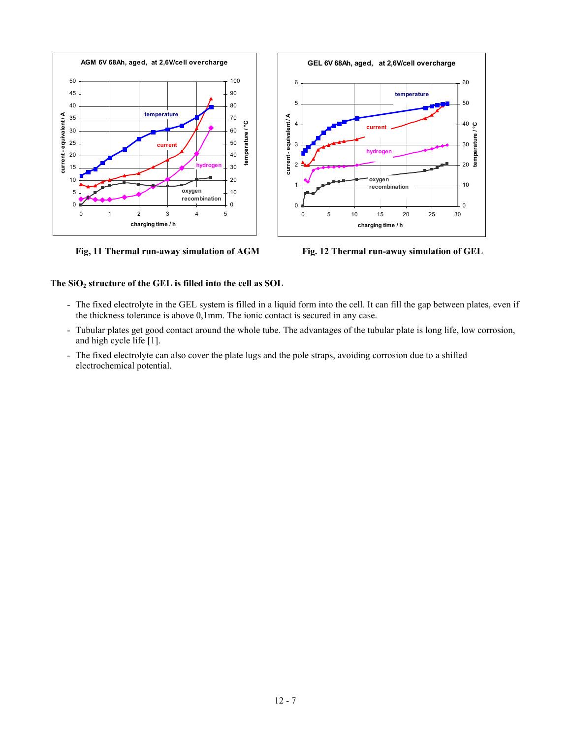Fig, 11 Thermal run-away simulation of AGM

Fig. 12 Thermal run-away simulation of GEL

**The $SiO_2$ structure of the GEL is filled into the cell as SOL**

- The fixed electrolyte in the GEL system is filled in a liquid form into the cell. It can fill the gap between plates, even if the thickness tolerance is above 0,1mm. The ionic contact is secured in any case.
- Tubular plates get good contact around the whole tube. The advantages of the tubular plate is long life, low corrosion, and high cycle life [1].
- The fixed electrolyte can also cover the plate lugs and the pole straps, avoiding corrosion due to a shifted electrochemical potential.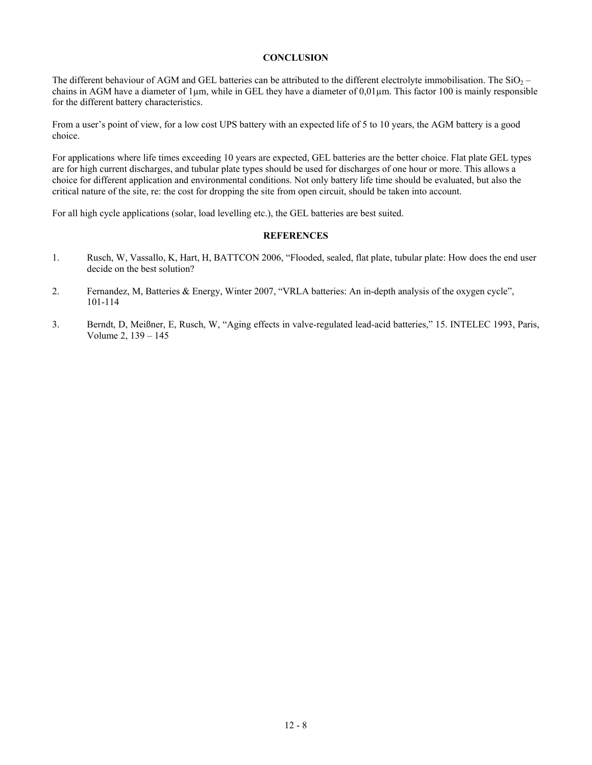## CONCLUSION

The different behaviour of AGM and GEL batteries can be attributed to the different electrolyte immobilisation. The $SiO_2$ – chains in AGM have a diameter of 1µm, while in GEL they have a diameter of 0,01µm. This factor 100 is mainly responsible for the different battery characteristics.

From a user's point of view, for a low cost UPS battery with an expected life of 5 to 10 years, the AGM battery is a good choice.

For applications where life times exceeding 10 years are expected, GEL batteries are the better choice. Flat plate GEL types are for high current discharges, and tubular plate types should be used for discharges of one hour or more. This allows a choice for different application and environmental conditions. Not only battery life time should be evaluated, but also the critical nature of the site, re: the cost for dropping the site from open circuit, should be taken into account.

For all high cycle applications (solar, load levelling etc.), the GEL batteries are best suited.

## REFERENCES

1. Rusch, W, Vassallo, K, Hart, H, BATTCON 2006, "Flooded, sealed, flat plate, tubular plate: How does the end user decide on the best solution?
2. Fernandez, M, Batteries & Energy, Winter 2007, "VRLA batteries: An in-depth analysis of the oxygen cycle", 101-114
3. Berndt, D, Meißner, E, Rusch, W, "Aging effects in valve-regulated lead-acid batteries," 15. INTELEC 1993, Paris, Volume 2, 139 – 145